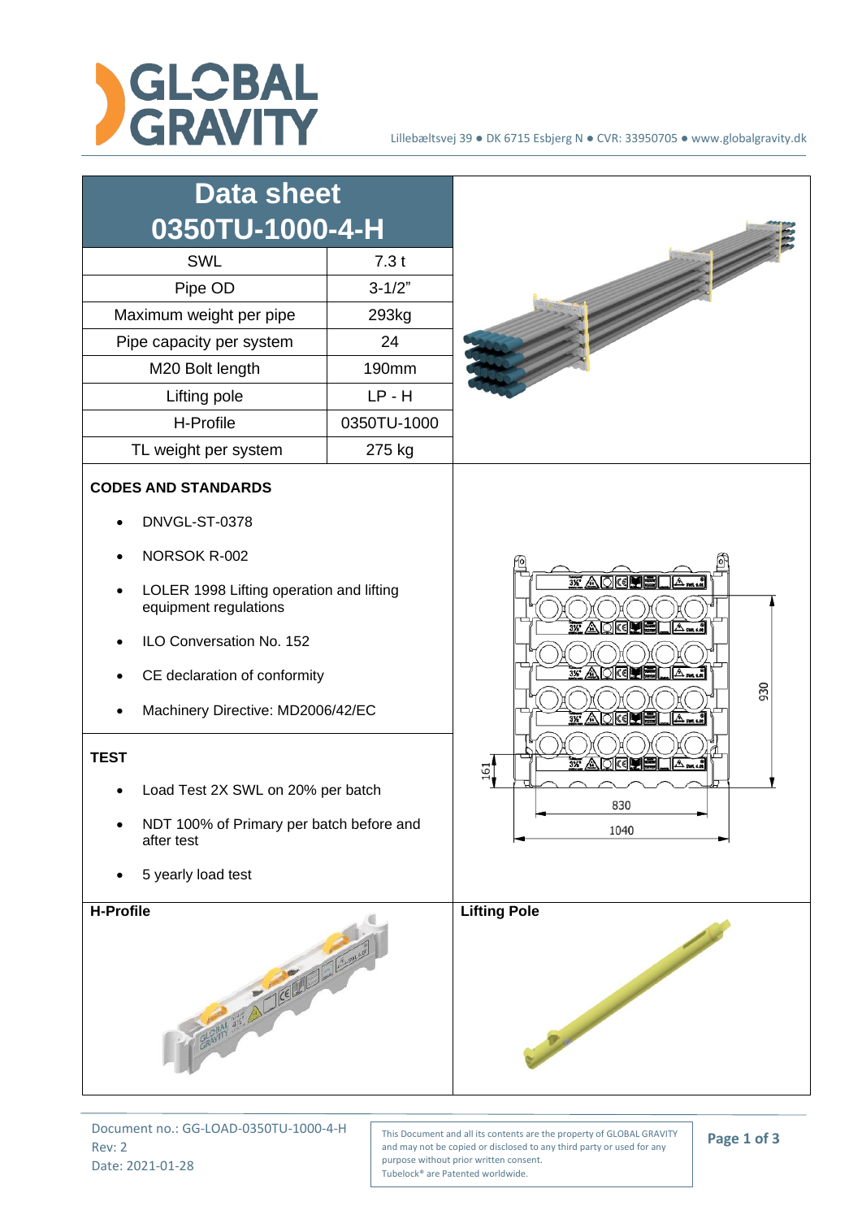Lillebæltsvej 39 ● DK 6715 Esbjerg N ● CVR: 33950705 ● www.globalgravity.dk

# Data sheet 0350TU-1000-4-H

| Data sheet 0350TU-1000-4-H | |
|---|---|
| SWL | 7.3 t |
| Pipe OD | 3-1/2" |
| Maximum weight per pipe | 293kg |
| Pipe capacity per system | 24 |
| M20 Bolt length | 190mm |
| Lifting pole | LP - H |
| H-Profile | 0350TU-1000 |
| TL weight per system | 275 kg |

**CODES AND STANDARDS**

- DNVGL-ST-0378
- NORSOK R-002
- LOLER 1998 Lifting operation and lifting equipment regulations
- ILO Conversation No. 152
- CE declaration of conformity
- Machinery Directive: MD2006/42/EC

930

161

830

1040

**TEST**

- Load Test 2X SWL on 20% per batch
- NDT 100% of Primary per batch before and after test
- 5 yearly load test

**H-Profile**

**Lifting Pole**

Document no.: GG-LOAD-0350TU-1000-4-H
Rev: 2
Date: 2021-01-28

This Document and all its contents are the property of GLOBAL GRAVITY and may not be copied or disclosed to any third party or used for any purpose without prior written consent.
Tubelock® are Patented worldwide.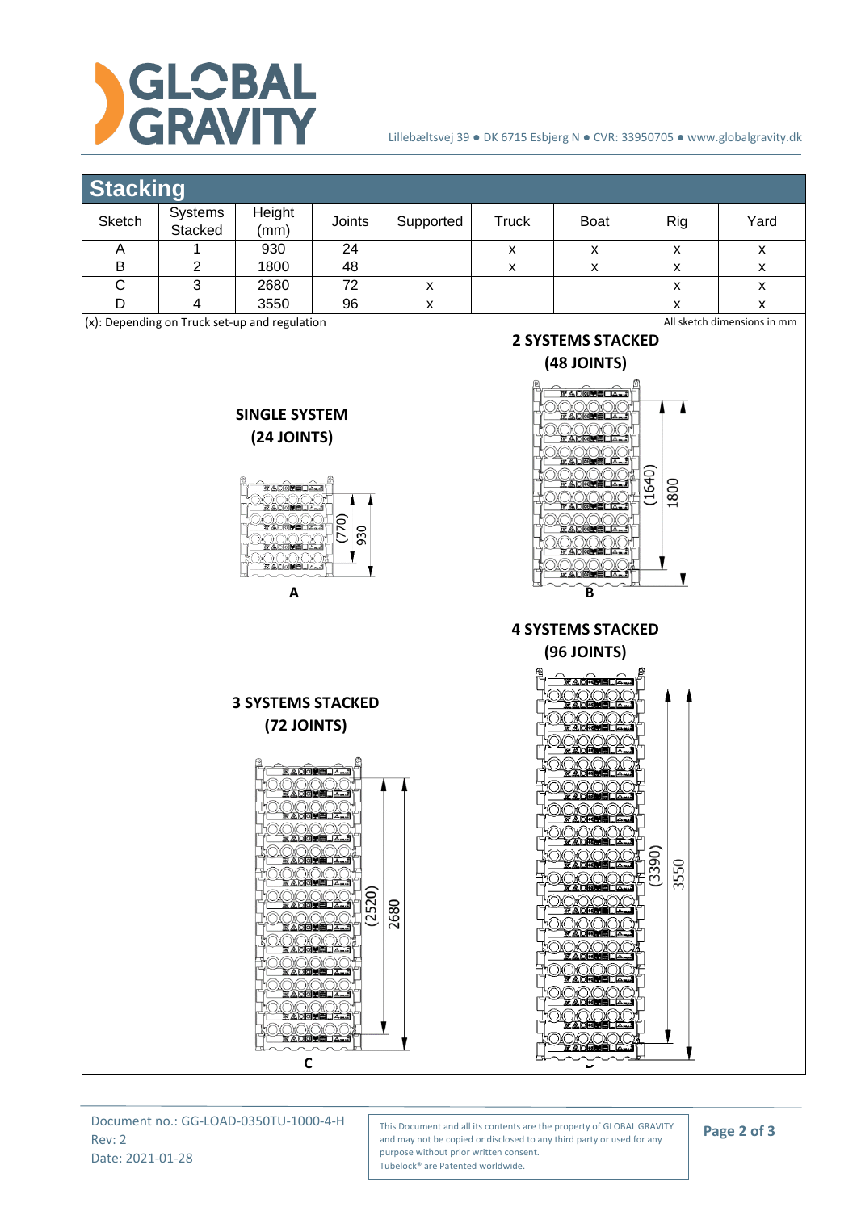## Stacking

| Sketch | Systems Stacked | Height (mm) | Joints | Supported | Truck | Boat | Rig | Yard |
|---|---|---|---|---|---|---|---|---|
| A | 1 | 930 | 24 | | x | x | x | x |
| B | 2 | 1800 | 48 | | x | x | x | x |
| C | 3 | 2680 | 72 | x | | | x | x |
| D | 4 | 3550 | 96 | x | | | x | x |

(x): Depending on Truck set-up and regulation

All sketch dimensions in mm

**SINGLE SYSTEM (24 JOINTS)**

(770) 930

A

**2 SYSTEMS STACKED (48 JOINTS)**

(1640) 1800

B

**3 SYSTEMS STACKED (72 JOINTS)**

(2520) 2680

C

**4 SYSTEMS STACKED (96 JOINTS)**

(3390) 3550

D

Document no.: GG-LOAD-0350TU-1000-4-H
Rev: 2
Date: 2021-01-28

This Document and all its contents are the property of GLOBAL GRAVITY and may not be copied or disclosed to any third party or used for any purpose without prior written consent.
Tubelock® are Patented worldwide.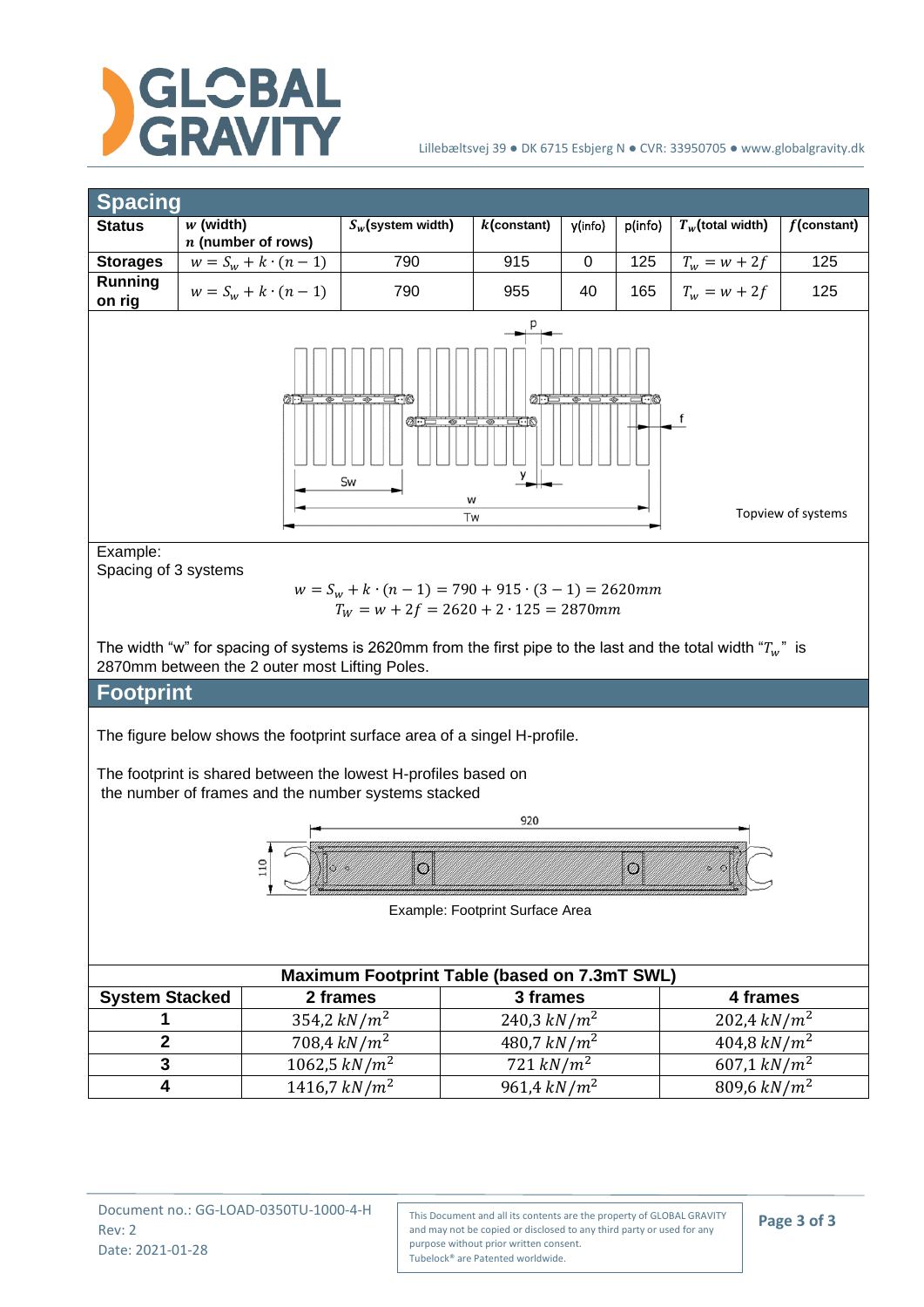## Spacing

| Status | $w$ (width) $n$ (number of rows) | $S_w$(system width) | $k$(constant) | y(info) | p(info) | $T_w$(total width) | $f$(constant) |
|---|---|---|---|---|---|---|---|
| Storages | $w = S_w + k \cdot (n-1)$ | 790 | 915 | 0 | 125 | $T_w = w + 2f$ | 125 |
| Running on rig | $w = S_w + k \cdot (n-1)$ | 790 | 955 | 40 | 165 | $T_w = w + 2f$ | 125 |

p

f

Sw

y

w

Tw

Topview of systems

Example:
Spacing of 3 systems

$$w = S_w + k \cdot (n-1) = 790 + 915 \cdot (3-1) = 2620mm$$
$$T_W = w + 2f = 2620 + 2 \cdot 125 = 2870mm$$

The width "w" for spacing of systems is 2620mm from the first pipe to the last and the total width "$T_w$" is 2870mm between the 2 outer most Lifting Poles.

## Footprint

The figure below shows the footprint surface area of a singel H-profile.

The footprint is shared between the lowest H-profiles based on the number of frames and the number systems stacked

920

110

Example: Footprint Surface Area

| Maximum Footprint Table (based on 7.3mT SWL) | | | |
|---|---|---|---|
| **System Stacked** | **2 frames** | **3 frames** | **4 frames** |
| **1** | $354{,}2\ kN/m^2$ | $240{,}3\ kN/m^2$ | $202{,}4\ kN/m^2$ |
| **2** | $708{,}4\ kN/m^2$ | $480{,}7\ kN/m^2$ | $404{,}8\ kN/m^2$ |
| **3** | $1062{,}5\ kN/m^2$ | $721\ kN/m^2$ | $607{,}1\ kN/m^2$ |
| **4** | $1416{,}7\ kN/m^2$ | $961{,}4\ kN/m^2$ | $809{,}6\ kN/m^2$ |